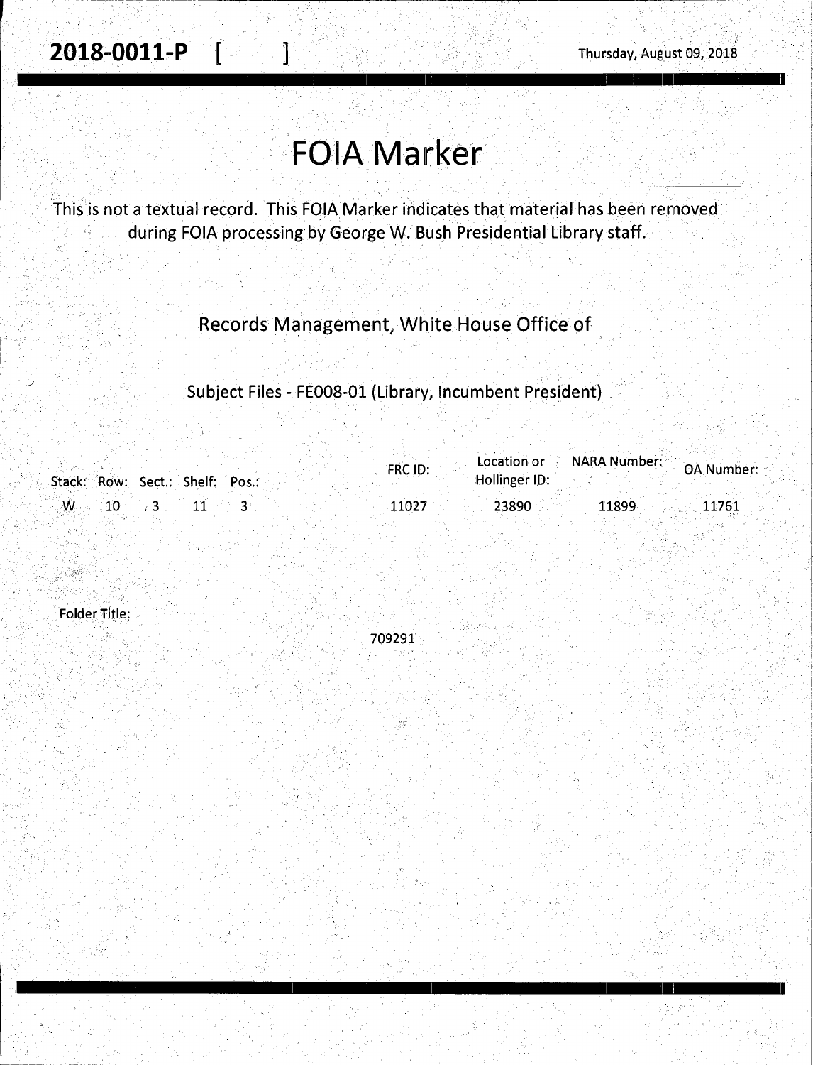**2018-0011-P** [ ] Thursday, August 09, 2018

# FOIA Marker

This is not a textual record. This FOIA Marker indicates that material has been removed during FOIA processing by George W. Bush Presidential Library staff.

## Records Management, White House Office of

### Subject Files - FE008-01 (Library, Incumbent President)

| Stack: | Row: | Sect.: | Shelf: | Pos.: | FRC ID: | Location or Hollinger ID: | NARA Number: | OA Number: |
|---|---|---|---|---|---|---|---|---|
| W | 10 | 3 | 11 | 3 | 11027 | 23890 | 11899 | 11761 |

Folder Title:

709291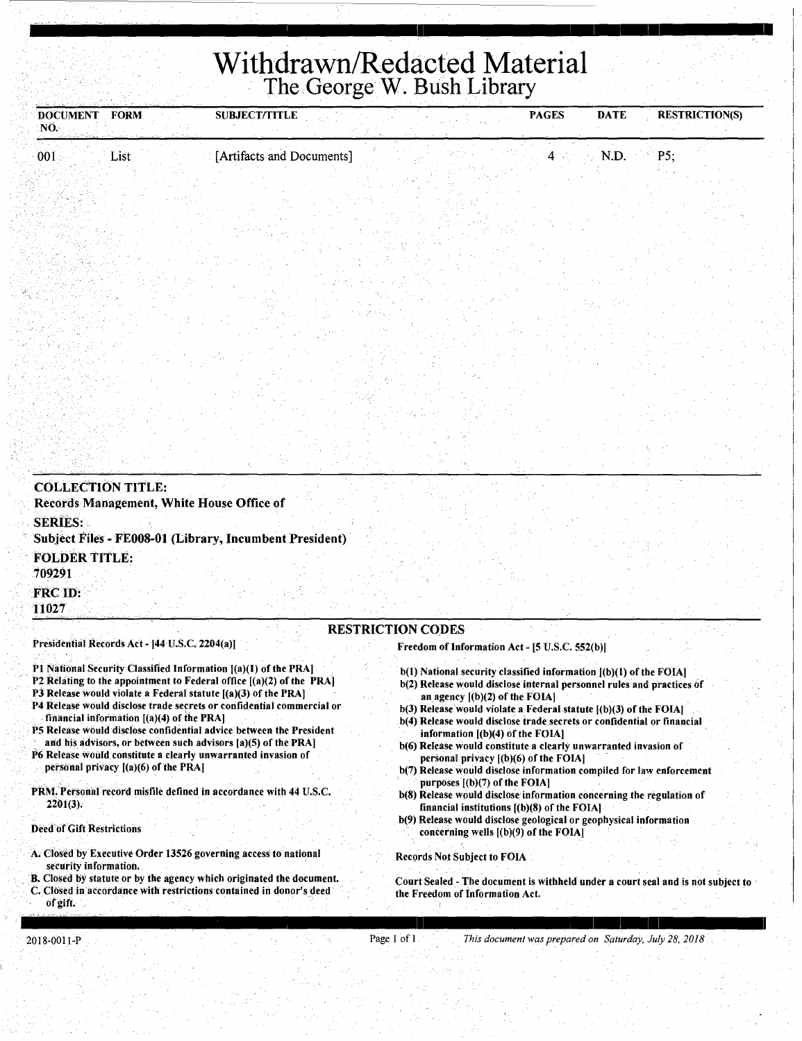# Withdrawn/Redacted Material
## The George W. Bush Library

| DOCUMENT NO. | FORM | SUBJECT/TITLE | PAGES | DATE | RESTRICTION(S) |
|---|---|---|---|---|---|
| 001 | List | [Artifacts and Documents] | 4 | N.D. | P5; |

**COLLECTION TITLE:**
Records Management, White House Office of

**SERIES:**
Subject Files - FE008-01 (Library, Incumbent President)

**FOLDER TITLE:**
709291

**FRC ID:**
11027

### RESTRICTION CODES

**Presidential Records Act - [44 U.S.C. 2204(a)]**

**P1 National Security Classified Information [(a)(1) of the PRA]**
**P2 Relating to the appointment to Federal office [(a)(2) of the PRA]**
**P3 Release would violate a Federal statute [(a)(3) of the PRA]**
**P4 Release would disclose trade secrets or confidential commercial or financial information [(a)(4) of the PRA]**
**P5 Release would disclose confidential advice between the President and his advisors, or between such advisors [a)(5) of the PRA]**
**P6 Release would constitute a clearly unwarranted invasion of personal privacy [(a)(6) of the PRA]**

**PRM. Personal record misfile defined in accordance with 44 U.S.C. 2201(3).**

**Deed of Gift Restrictions**

**A. Closed by Executive Order 13526 governing access to national security information.**
**B. Closed by statute or by the agency which originated the document.**
**C. Closed in accordance with restrictions contained in donor's deed of gift.**

**Freedom of Information Act - [5 U.S.C. 552(b)]**

**b(1) National security classified information [(b)(1) of the FOIA]**
**b(2) Release would disclose internal personnel rules and practices of an agency [(b)(2) of the FOIA]**
**b(3) Release would violate a Federal statute [(b)(3) of the FOIA]**
**b(4) Release would disclose trade secrets or confidential or financial information [(b)(4) of the FOIA]**
**b(6) Release would constitute a clearly unwarranted invasion of personal privacy [(b)(6) of the FOIA]**
**b(7) Release would disclose information compiled for law enforcement purposes [(b)(7) of the FOIA]**
**b(8) Release would disclose information concerning the regulation of financial institutions [(b)(8) of the FOIA]**
**b(9) Release would disclose geological or geophysical information concerning wells [(b)(9) of the FOIA]**

**Records Not Subject to FOIA**

**Court Sealed - The document is withheld under a court seal and is not subject to the Freedom of Information Act.**

2018-0011-P

*This document was prepared on Saturday, July 28, 2018*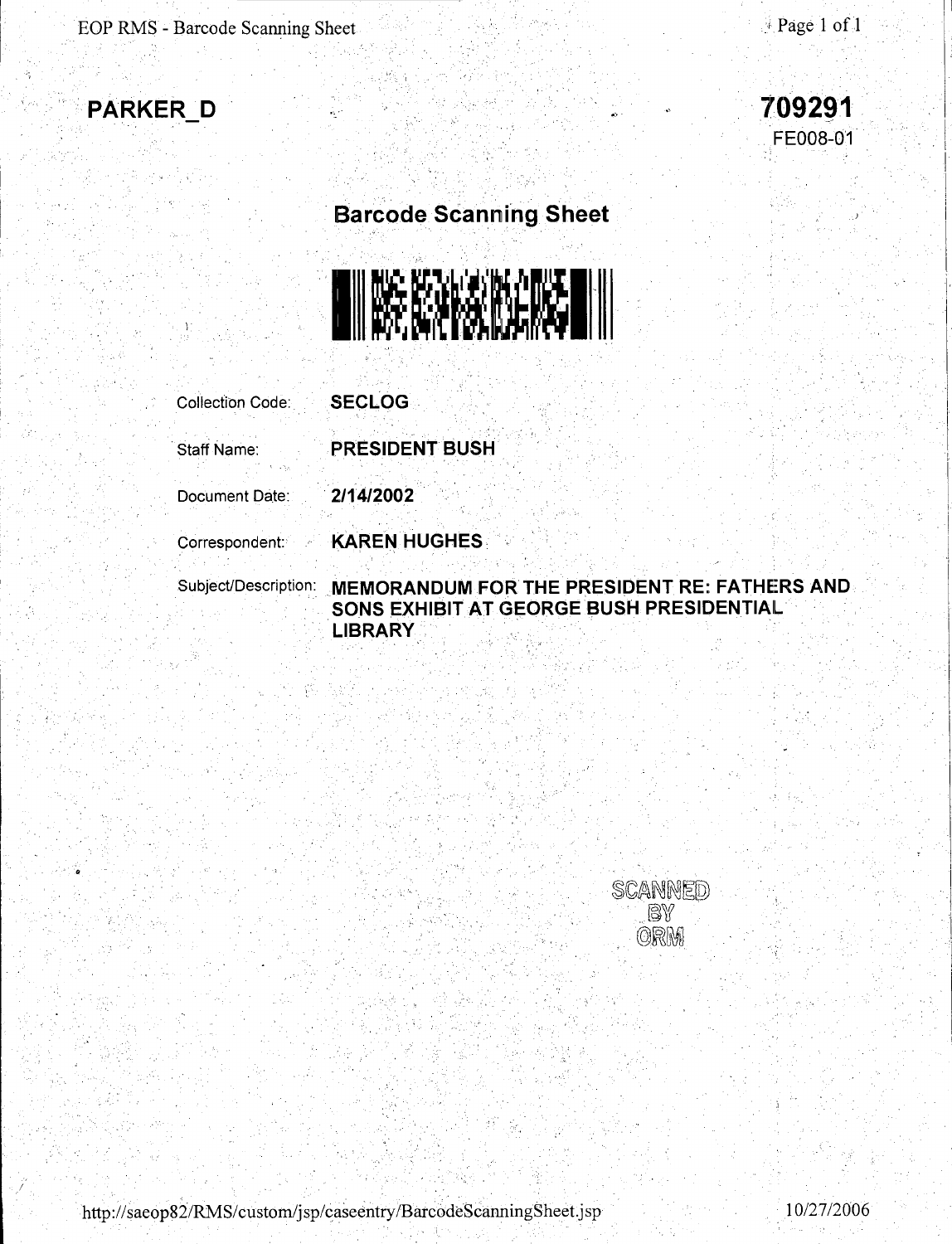**PARKER_D**

**709291**
FE008-01

## Barcode Scanning Sheet

| | |
|---|---|
| Collection Code: | **SECLOG** |
| Staff Name: | **PRESIDENT BUSH** |
| Document Date: | **2/14/2002** |
| Correspondent: | **KAREN HUGHES** |
| Subject/Description: | **MEMORANDUM FOR THE PRESIDENT RE: FATHERS AND SONS EXHIBIT AT GEORGE BUSH PRESIDENTIAL LIBRARY** |

SCANNED
BY
ORM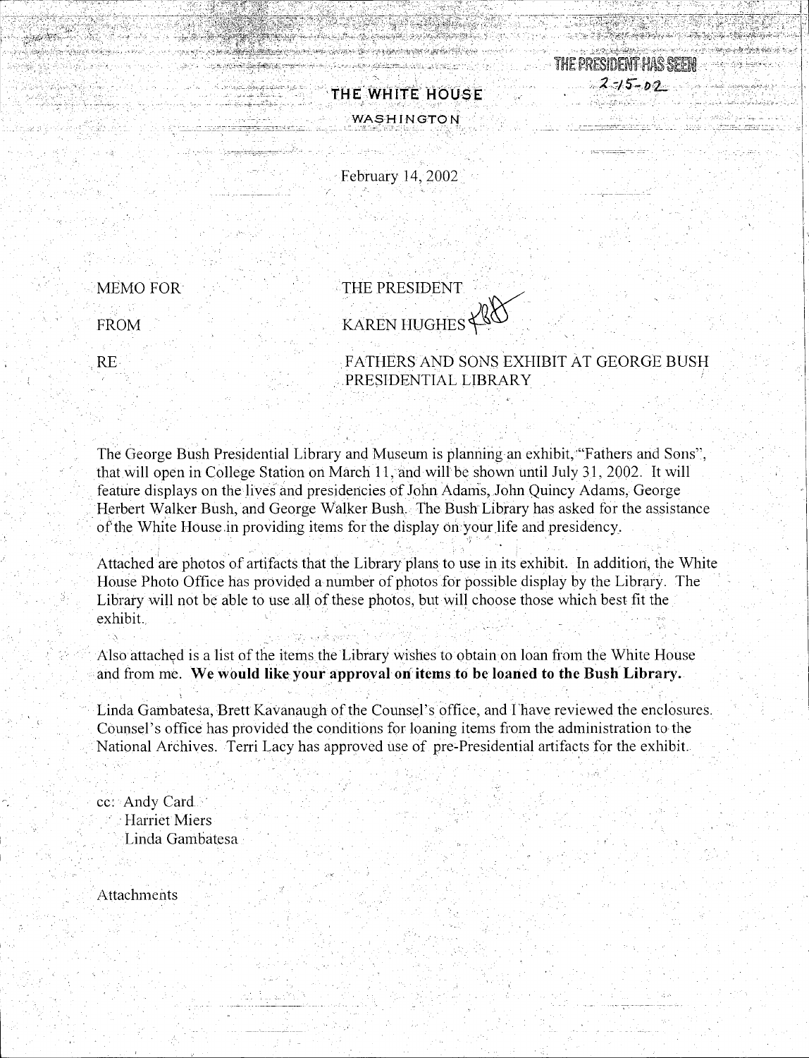THE PRESIDENT HAS SEEN
2-15-02

# THE WHITE HOUSE

WASHINGTON

February 14, 2002

MEMO FOR THE PRESIDENT

FROM KAREN HUGHES

RE FATHERS AND SONS EXHIBIT AT GEORGE BUSH PRESIDENTIAL LIBRARY

The George Bush Presidential Library and Museum is planning an exhibit, "Fathers and Sons", that will open in College Station on March 11, and will be shown until July 31, 2002. It will feature displays on the lives and presidencies of John Adams, John Quincy Adams, George Herbert Walker Bush, and George Walker Bush. The Bush Library has asked for the assistance of the White House in providing items for the display on your life and presidency.

Attached are photos of artifacts that the Library plans to use in its exhibit. In addition, the White House Photo Office has provided a number of photos for possible display by the Library. The Library will not be able to use all of these photos, but will choose those which best fit the exhibit.

Also attached is a list of the items the Library wishes to obtain on loan from the White House and from me. **We would like your approval on items to be loaned to the Bush Library.**

Linda Gambatesa, Brett Kavanaugh of the Counsel's office, and I have reviewed the enclosures. Counsel's office has provided the conditions for loaning items from the administration to the National Archives. Terri Lacy has approved use of pre-Presidential artifacts for the exhibit.

cc: Andy Card
Harriet Miers
Linda Gambatesa

Attachments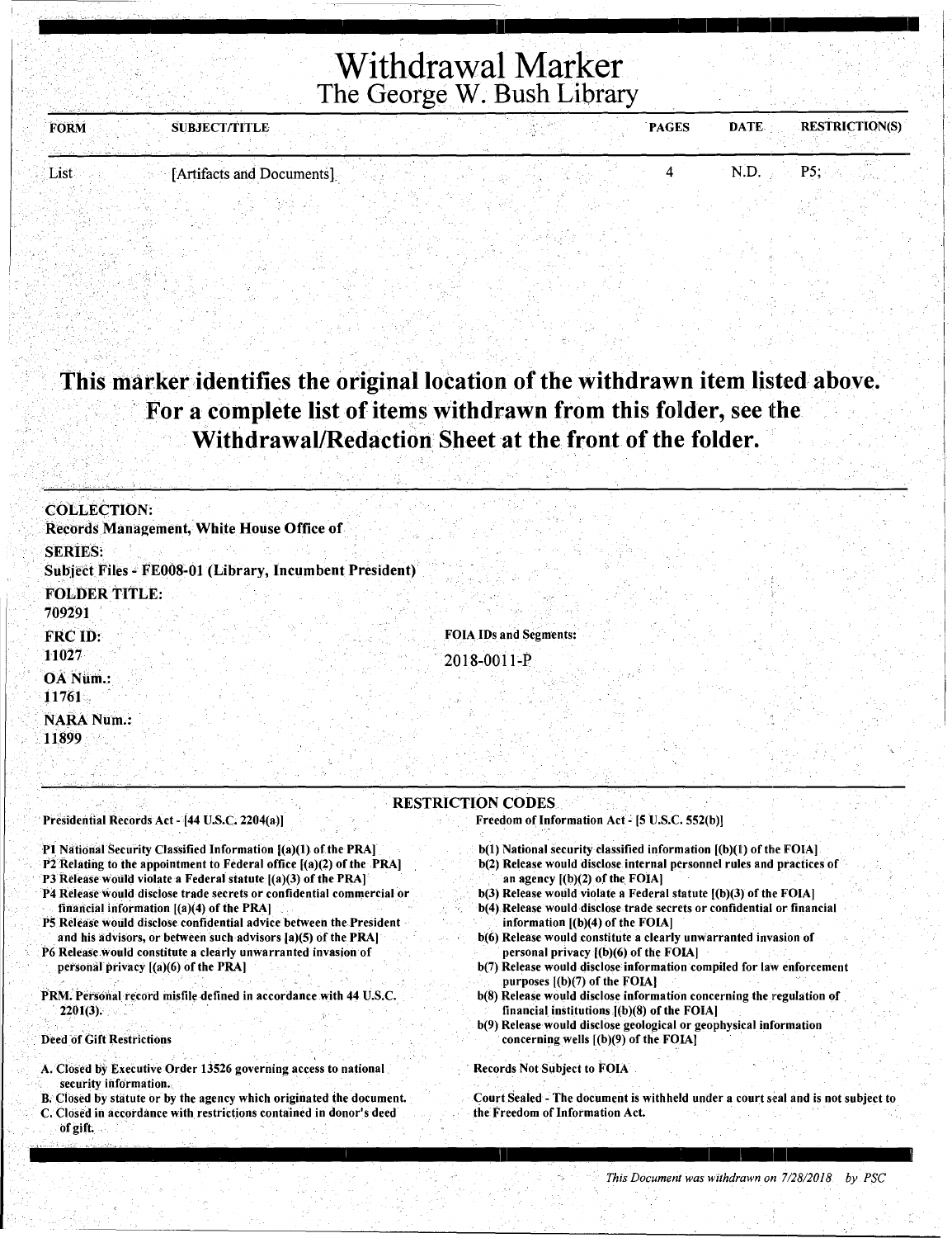# Withdrawal Marker

## The George W. Bush Library

| FORM | SUBJECT/TITLE | PAGES | DATE | RESTRICTION(S) |
| --- | --- | --- | --- | --- |
| List | [Artifacts and Documents] | 4 | N.D. | P5; |

**This marker identifies the original location of the withdrawn item listed above. For a complete list of items withdrawn from this folder, see the Withdrawal/Redaction Sheet at the front of the folder.**

**COLLECTION:**
Records Management, White House Office of

**SERIES:**
Subject Files - FE008-01 (Library, Incumbent President)

**FOLDER TITLE:**
709291

**FRC ID:**
11027

**OA Num.:**
11761

**NARA Num.:**
11899

**FOIA IDs and Segments:**
2018-0011-P

**RESTRICTION CODES**

Presidential Records Act - [44 U.S.C. 2204(a)]

P1 National Security Classified Information [(a)(1) of the PRA]
P2 Relating to the appointment to Federal office [(a)(2) of the PRA]
P3 Release would violate a Federal statute [(a)(3) of the PRA]
P4 Release would disclose trade secrets or confidential commercial or financial information [(a)(4) of the PRA]
P5 Release would disclose confidential advice between the President and his advisors, or between such advisors [a)(5) of the PRA]
P6 Release would constitute a clearly unwarranted invasion of personal privacy [(a)(6) of the PRA]

PRM. Personal record misfile defined in accordance with 44 U.S.C. 2201(3).

Deed of Gift Restrictions

A. Closed by Executive Order 13526 governing access to national security information.
B. Closed by statute or by the agency which originated the document.
C. Closed in accordance with restrictions contained in donor's deed of gift.

Freedom of Information Act - [5 U.S.C. 552(b)]

b(1) National security classified information [(b)(1) of the FOIA]
b(2) Release would disclose internal personnel rules and practices of an agency [(b)(2) of the FOIA]
b(3) Release would violate a Federal statute [(b)(3) of the FOIA]
b(4) Release would disclose trade secrets or confidential or financial information [(b)(4) of the FOIA]
b(6) Release would constitute a clearly unwarranted invasion of personal privacy [(b)(6) of the FOIA]
b(7) Release would disclose information compiled for law enforcement purposes [(b)(7) of the FOIA]
b(8) Release would disclose information concerning the regulation of financial institutions [(b)(8) of the FOIA]
b(9) Release would disclose geological or geophysical information concerning wells [(b)(9) of the FOIA]

Records Not Subject to FOIA

Court Sealed - The document is withheld under a court seal and is not subject to the Freedom of Information Act.

*This Document was withdrawn on 7/28/2018 by PSC*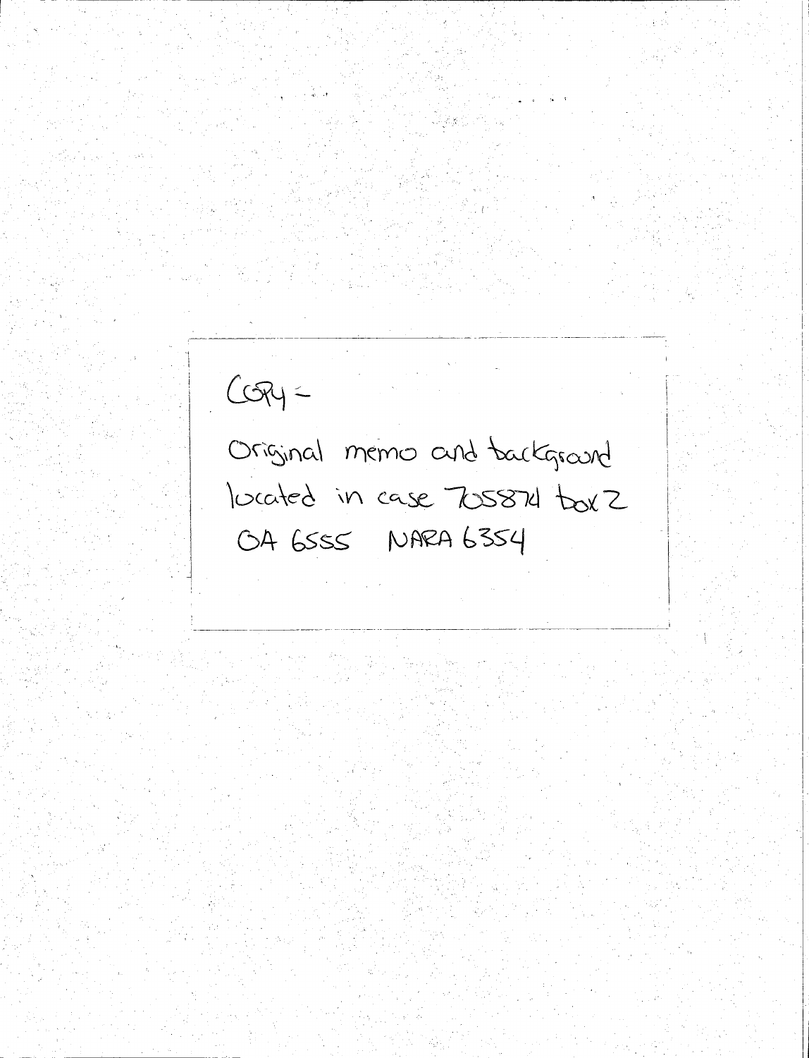Copy -

Original memo and background located in case 705874 box 2

OA 6555 NARA 6354